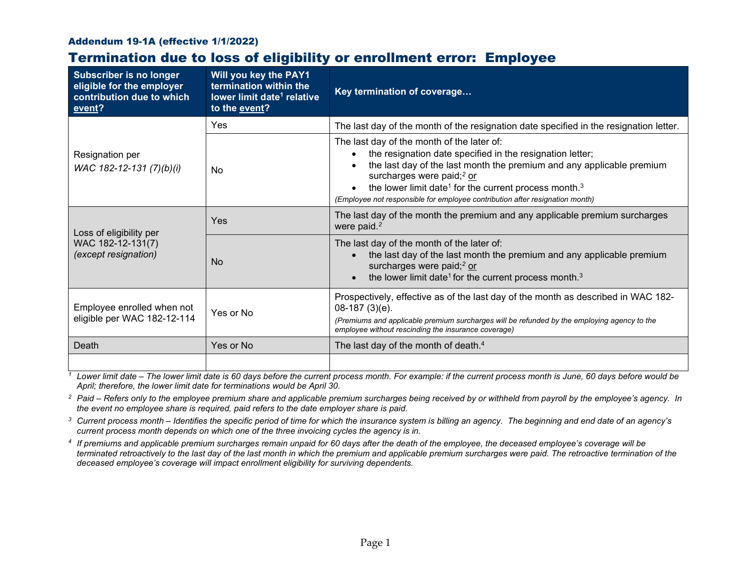Addendum 19-1A (effective 1/1/2022)

# Termination due to loss of eligibility or enrollment error: Employee

| Subscriber is no longer eligible for the employer contribution due to which event? | Will you key the PAY1 termination within the lower limit date[1] relative to the event? | Key termination of coverage… |
|---|---|---|
| Resignation per *WAC 182-12-131 (7)(b)(i)* | Yes | The last day of the month of the resignation date specified in the resignation letter. |
| | No | The last day of the month of the later of: <br>• the resignation date specified in the resignation letter; <br>• the last day of the last month the premium and any applicable premium surcharges were paid;[2] or <br>• the lower limit date[1] for the current process month.[3] <br>*(Employee not responsible for employee contribution after resignation month)* |
| Loss of eligibility per WAC 182-12-131(7) *(except resignation)* | Yes | The last day of the month the premium and any applicable premium surcharges were paid.[2] |
| | No | The last day of the month of the later of: <br>• the last day of the last month the premium and any applicable premium surcharges were paid;[2] or <br>• the lower limit date[1] for the current process month.[3] |
| Employee enrolled when not eligible per WAC 182-12-114 | Yes or No | Prospectively, effective as of the last day of the month as described in WAC 182-08-187 (3)(e). <br>*(Premiums and applicable premium surcharges will be refunded by the employing agency to the employee without rescinding the insurance coverage)* |
| Death | Yes or No | The last day of the month of death.[4] |
| | | |

*[1] Lower limit date – The lower limit date is 60 days before the current process month. For example: if the current process month is June, 60 days before would be April; therefore, the lower limit date for terminations would be April 30.*

*[2] Paid – Refers only to the employee premium share and applicable premium surcharges being received by or withheld from payroll by the employee's agency. In the event no employee share is required, paid refers to the date employer share is paid.*

*[3] Current process month – Identifies the specific period of time for which the insurance system is billing an agency. The beginning and end date of an agency's current process month depends on which one of the three invoicing cycles the agency is in.*

*[4] If premiums and applicable premium surcharges remain unpaid for 60 days after the death of the employee, the deceased employee's coverage will be terminated retroactively to the last day of the last month in which the premium and applicable premium surcharges were paid. The retroactive termination of the deceased employee's coverage will impact enrollment eligibility for surviving dependents.*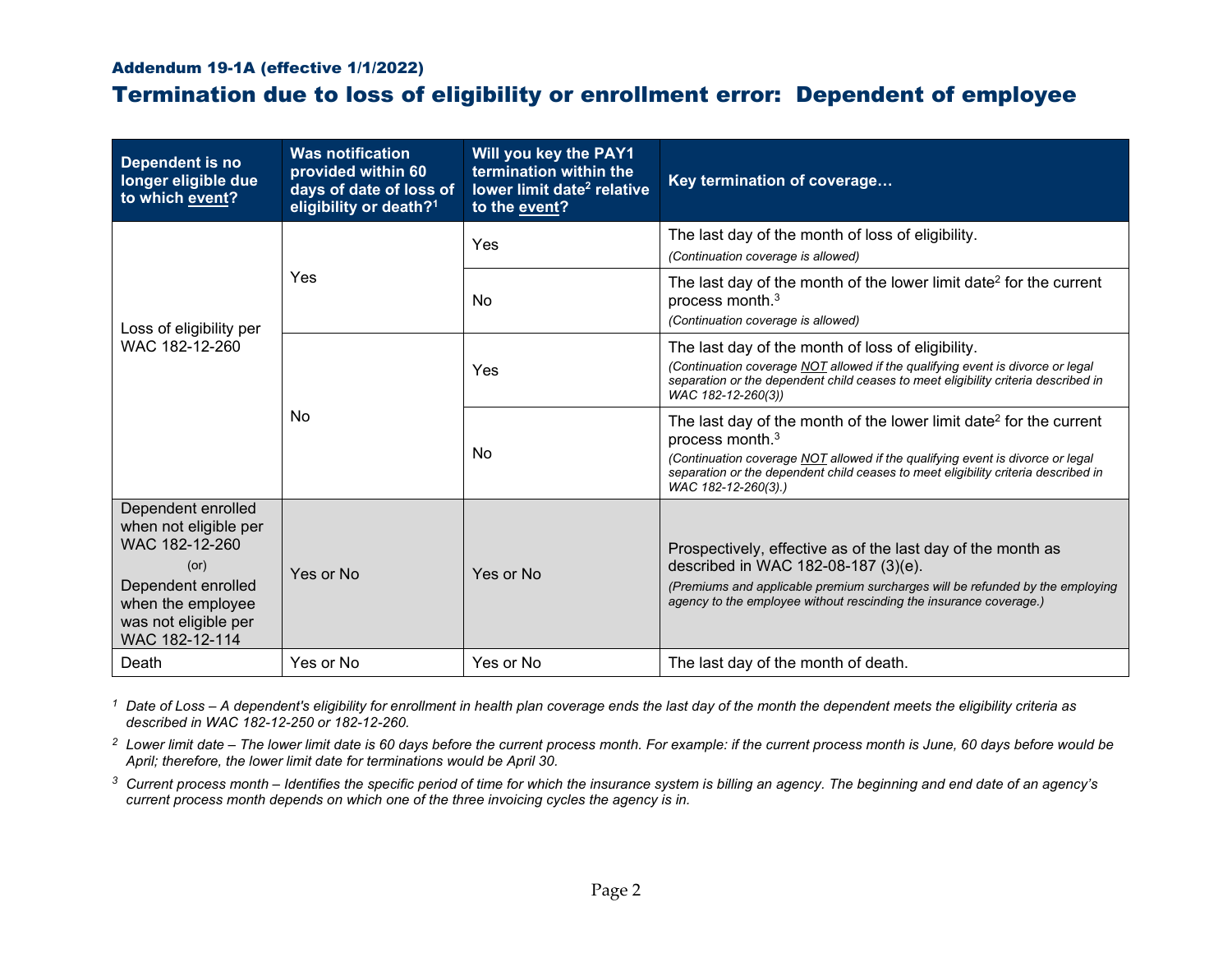**Addendum 19-1A (effective 1/1/2022)**

# Termination due to loss of eligibility or enrollment error: Dependent of employee

| Dependent is no longer eligible due to which event? | Was notification provided within 60 days of date of loss of eligibility or death?[1] | Will you key the PAY1 termination within the lower limit date[2] relative to the event? | Key termination of coverage… |
|---|---|---|---|
| Loss of eligibility per WAC 182-12-260 | Yes | Yes | The last day of the month of loss of eligibility. *(Continuation coverage is allowed)* |
| | | No | The last day of the month of the lower limit date[2] for the current process month.[3] *(Continuation coverage is allowed)* |
| | No | Yes | The last day of the month of loss of eligibility. *(Continuation coverage NOT allowed if the qualifying event is divorce or legal separation or the dependent child ceases to meet eligibility criteria described in WAC 182-12-260(3))* |
| | | No | The last day of the month of the lower limit date[2] for the current process month.[3] *(Continuation coverage NOT allowed if the qualifying event is divorce or legal separation or the dependent child ceases to meet eligibility criteria described in WAC 182-12-260(3).)* |
| Dependent enrolled when not eligible per WAC 182-12-260 (or) Dependent enrolled when the employee was not eligible per WAC 182-12-114 | Yes or No | Yes or No | Prospectively, effective as of the last day of the month as described in WAC 182-08-187 (3)(e). *(Premiums and applicable premium surcharges will be refunded by the employing agency to the employee without rescinding the insurance coverage.)* |
| Death | Yes or No | Yes or No | The last day of the month of death. |

[1] *Date of Loss – A dependent's eligibility for enrollment in health plan coverage ends the last day of the month the dependent meets the eligibility criteria as described in WAC 182-12-250 or 182-12-260.*

[2] *Lower limit date – The lower limit date is 60 days before the current process month. For example: if the current process month is June, 60 days before would be April; therefore, the lower limit date for terminations would be April 30.*

[3] *Current process month – Identifies the specific period of time for which the insurance system is billing an agency. The beginning and end date of an agency's current process month depends on which one of the three invoicing cycles the agency is in.*